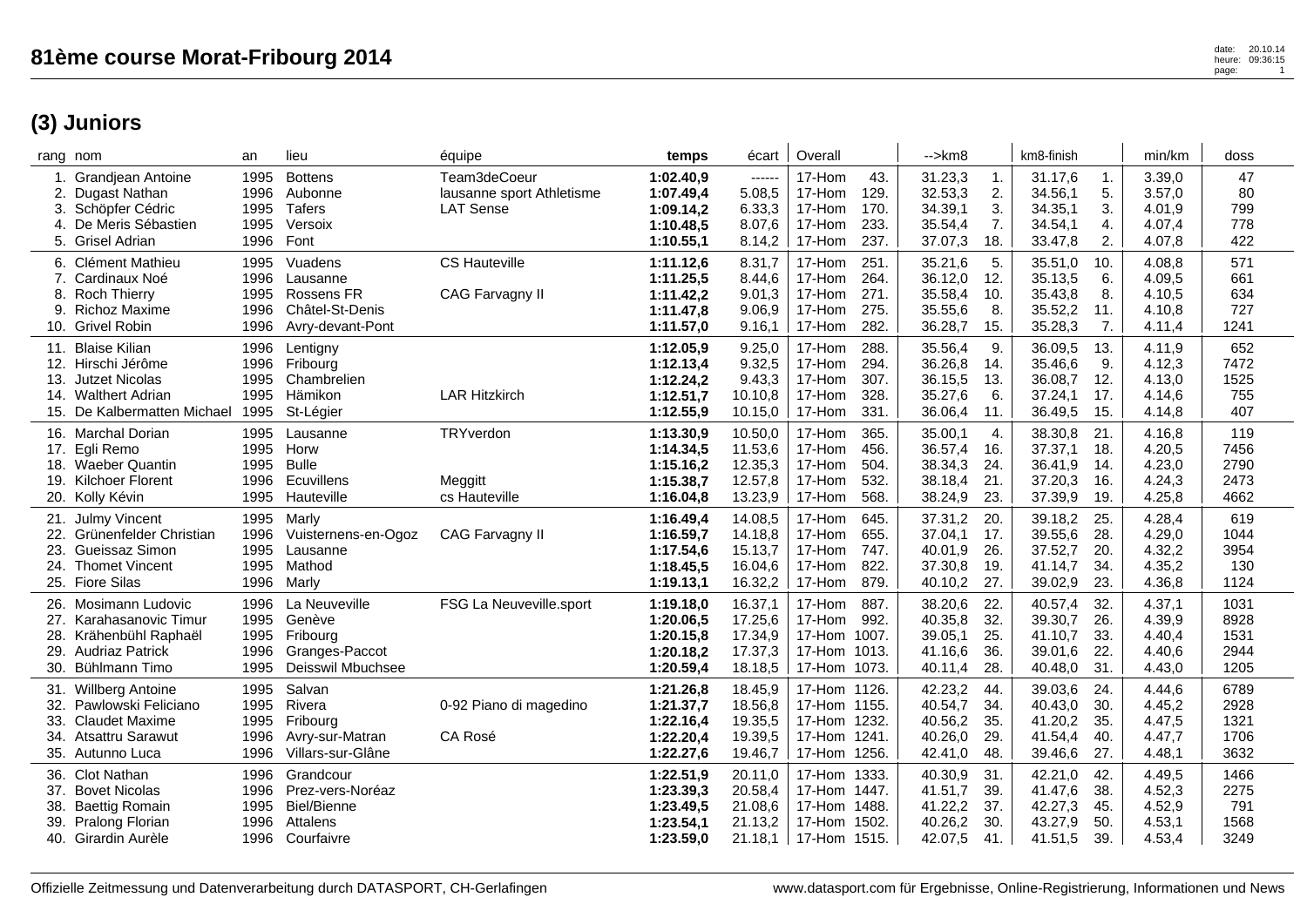# 81ème course Morat-Fribourg 2014

## (3) Juniors

| rang | nom | an | lieu | équipe | temps | écart | Overall | | -->km8 | | km8-finish | | min/km | doss |
|---|---|---|---|---|---|---|---|---|---|---|---|---|---|---|
| 1. | Grandjean Antoine | 1995 | Bottens | Team3deCoeur | **1:02.40,9** | ------ | 17-Hom | 43. | 31.23,3 | 1. | 31.17,6 | 1. | 3.39,0 | 47 |
| 2. | Dugast Nathan | 1996 | Aubonne | lausanne sport Athletisme | **1:07.49,4** | 5.08,5 | 17-Hom | 129. | 32.53,3 | 2. | 34.56,1 | 5. | 3.57,0 | 80 |
| 3. | Schöpfer Cédric | 1995 | Tafers | LAT Sense | **1:09.14,2** | 6.33,3 | 17-Hom | 170. | 34.39,1 | 3. | 34.35,1 | 3. | 4.01,9 | 799 |
| 4. | De Meris Sébastien | 1995 | Versoix | | **1:10.48,5** | 8.07,6 | 17-Hom | 233. | 35.54,4 | 7. | 34.54,1 | 4. | 4.07,4 | 778 |
| 5. | Grisel Adrian | 1996 | Font | | **1:10.55,1** | 8.14,2 | 17-Hom | 237. | 37.07,3 | 18. | 33.47,8 | 2. | 4.07,8 | 422 |
| 6. | Clément Mathieu | 1995 | Vuadens | CS Hauteville | **1:11.12,6** | 8.31,7 | 17-Hom | 251. | 35.21,6 | 5. | 35.51,0 | 10. | 4.08,8 | 571 |
| 7. | Cardinaux Noé | 1996 | Lausanne | | **1:11.25,5** | 8.44,6 | 17-Hom | 264. | 36.12,0 | 12. | 35.13,5 | 6. | 4.09,5 | 661 |
| 8. | Roch Thierry | 1995 | Rossens FR | CAG Farvagny II | **1:11.42,2** | 9.01,3 | 17-Hom | 271. | 35.58,4 | 10. | 35.43,8 | 8. | 4.10,5 | 634 |
| 9. | Richoz Maxime | 1996 | Châtel-St-Denis | | **1:11.47,8** | 9.06,9 | 17-Hom | 275. | 35.55,6 | 8. | 35.52,2 | 11. | 4.10,8 | 727 |
| 10. | Grivel Robin | 1996 | Avry-devant-Pont | | **1:11.57,0** | 9.16,1 | 17-Hom | 282. | 36.28,7 | 15. | 35.28,3 | 7. | 4.11,4 | 1241 |
| 11. | Blaise Kilian | 1996 | Lentigny | | **1:12.05,9** | 9.25,0 | 17-Hom | 288. | 35.56,4 | 9. | 36.09,5 | 13. | 4.11,9 | 652 |
| 12. | Hirschi Jérôme | 1996 | Fribourg | | **1:12.13,4** | 9.32,5 | 17-Hom | 294. | 36.26,8 | 14. | 35.46,6 | 9. | 4.12,3 | 7472 |
| 13. | Jutzet Nicolas | 1995 | Chambrelien | | **1:12.24,2** | 9.43,3 | 17-Hom | 307. | 36.15,5 | 13. | 36.08,7 | 12. | 4.13,0 | 1525 |
| 14. | Walthert Adrian | 1995 | Hämikon | LAR Hitzkirch | **1:12.51,7** | 10.10,8 | 17-Hom | 328. | 35.27,6 | 6. | 37.24,1 | 17. | 4.14,6 | 755 |
| 15. | De Kalbermatten Michael | 1995 | St-Légier | | **1:12.55,9** | 10.15,0 | 17-Hom | 331. | 36.06,4 | 11. | 36.49,5 | 15. | 4.14,8 | 407 |
| 16. | Marchal Dorian | 1995 | Lausanne | TRYverdon | **1:13.30,9** | 10.50,0 | 17-Hom | 365. | 35.00,1 | 4. | 38.30,8 | 21. | 4.16,8 | 119 |
| 17. | Egli Remo | 1995 | Horw | | **1:14.34,5** | 11.53,6 | 17-Hom | 456. | 36.57,4 | 16. | 37.37,1 | 18. | 4.20,5 | 7456 |
| 18. | Waeber Quantin | 1995 | Bulle | | **1:15.16,2** | 12.35,3 | 17-Hom | 504. | 38.34,3 | 24. | 36.41,9 | 14. | 4.23,0 | 2790 |
| 19. | Kilchoer Florent | 1996 | Ecuvillens | Meggitt | **1:15.38,7** | 12.57,8 | 17-Hom | 532. | 38.18,4 | 21. | 37.20,3 | 16. | 4.24,3 | 2473 |
| 20. | Kolly Kévin | 1995 | Hauteville | cs Hauteville | **1:16.04,8** | 13.23,9 | 17-Hom | 568. | 38.24,9 | 23. | 37.39,9 | 19. | 4.25,8 | 4662 |
| 21. | Julmy Vincent | 1995 | Marly | | **1:16.49,4** | 14.08,5 | 17-Hom | 645. | 37.31,2 | 20. | 39.18,2 | 25. | 4.28,4 | 619 |
| 22. | Grünenfelder Christian | 1996 | Vuisternens-en-Ogoz | CAG Farvagny II | **1:16.59,7** | 14.18,8 | 17-Hom | 655. | 37.04,1 | 17. | 39.55,6 | 28. | 4.29,0 | 1044 |
| 23. | Gueissaz Simon | 1995 | Lausanne | | **1:17.54,6** | 15.13,7 | 17-Hom | 747. | 40.01,9 | 26. | 37.52,7 | 20. | 4.32,2 | 3954 |
| 24. | Thomet Vincent | 1995 | Mathod | | **1:18.45,5** | 16.04,6 | 17-Hom | 822. | 37.30,8 | 19. | 41.14,7 | 34. | 4.35,2 | 130 |
| 25. | Fiore Silas | 1996 | Marly | | **1:19.13,1** | 16.32,2 | 17-Hom | 879. | 40.10,2 | 27. | 39.02,9 | 23. | 4.36,8 | 1124 |
| 26. | Mosimann Ludovic | 1996 | La Neuveville | FSG La Neuveville.sport | **1:19.18,0** | 16.37,1 | 17-Hom | 887. | 38.20,6 | 22. | 40.57,4 | 32. | 4.37,1 | 1031 |
| 27. | Karahasanovic Timur | 1995 | Genève | | **1:20.06,5** | 17.25,6 | 17-Hom | 992. | 40.35,8 | 32. | 39.30,7 | 26. | 4.39,9 | 8928 |
| 28. | Krähenbühl Raphaël | 1995 | Fribourg | | **1:20.15,8** | 17.34,9 | 17-Hom | 1007. | 39.05,1 | 25. | 41.10,7 | 33. | 4.40,4 | 1531 |
| 29. | Audriaz Patrick | 1996 | Granges-Paccot | | **1:20.18,2** | 17.37,3 | 17-Hom | 1013. | 41.16,6 | 36. | 39.01,6 | 22. | 4.40,6 | 2944 |
| 30. | Bühlmann Timo | 1995 | Deisswil Mbuchsee | | **1:20.59,4** | 18.18,5 | 17-Hom | 1073. | 40.11,4 | 28. | 40.48,0 | 31. | 4.43,0 | 1205 |
| 31. | Willberg Antoine | 1995 | Salvan | | **1:21.26,8** | 18.45,9 | 17-Hom | 1126. | 42.23,2 | 44. | 39.03,6 | 24. | 4.44,6 | 6789 |
| 32. | Pawlowski Feliciano | 1995 | Rivera | 0-92 Piano di magedino | **1:21.37,7** | 18.56,8 | 17-Hom | 1155. | 40.54,7 | 34. | 40.43,0 | 30. | 4.45,2 | 2928 |
| 33. | Claudet Maxime | 1995 | Fribourg | | **1:22.16,4** | 19.35,5 | 17-Hom | 1232. | 40.56,2 | 35. | 41.20,2 | 35. | 4.47,5 | 1321 |
| 34. | Atsattru Sarawut | 1996 | Avry-sur-Matran | CA Rosé | **1:22.20,4** | 19.39,5 | 17-Hom | 1241. | 40.26,0 | 29. | 41.54,4 | 40. | 4.47,7 | 1706 |
| 35. | Autunno Luca | 1996 | Villars-sur-Glâne | | **1:22.27,6** | 19.46,7 | 17-Hom | 1256. | 42.41,0 | 48. | 39.46,6 | 27. | 4.48,1 | 3632 |
| 36. | Clot Nathan | 1996 | Grandcour | | **1:22.51,9** | 20.11,0 | 17-Hom | 1333. | 40.30,9 | 31. | 42.21,0 | 42. | 4.49,5 | 1466 |
| 37. | Bovet Nicolas | 1996 | Prez-vers-Noréaz | | **1:23.39,3** | 20.58,4 | 17-Hom | 1447. | 41.51,7 | 39. | 41.47,6 | 38. | 4.52,3 | 2275 |
| 38. | Baettig Romain | 1995 | Biel/Bienne | | **1:23.49,5** | 21.08,6 | 17-Hom | 1488. | 41.22,2 | 37. | 42.27,3 | 45. | 4.52,9 | 791 |
| 39. | Pralong Florian | 1996 | Attalens | | **1:23.54,1** | 21.13,2 | 17-Hom | 1502. | 40.26,2 | 30. | 43.27,9 | 50. | 4.53,1 | 1568 |
| 40. | Girardin Aurèle | 1996 | Courfaivre | | **1:23.59,0** | 21.18,1 | 17-Hom | 1515. | 42.07,5 | 41. | 41.51,5 | 39. | 4.53,4 | 3249 |

Offizielle Zeitmessung und Datenverarbeitung durch DATASPORT, CH-Gerlafingen

www.datasport.com für Ergebnisse, Online-Registrierung, Informationen und News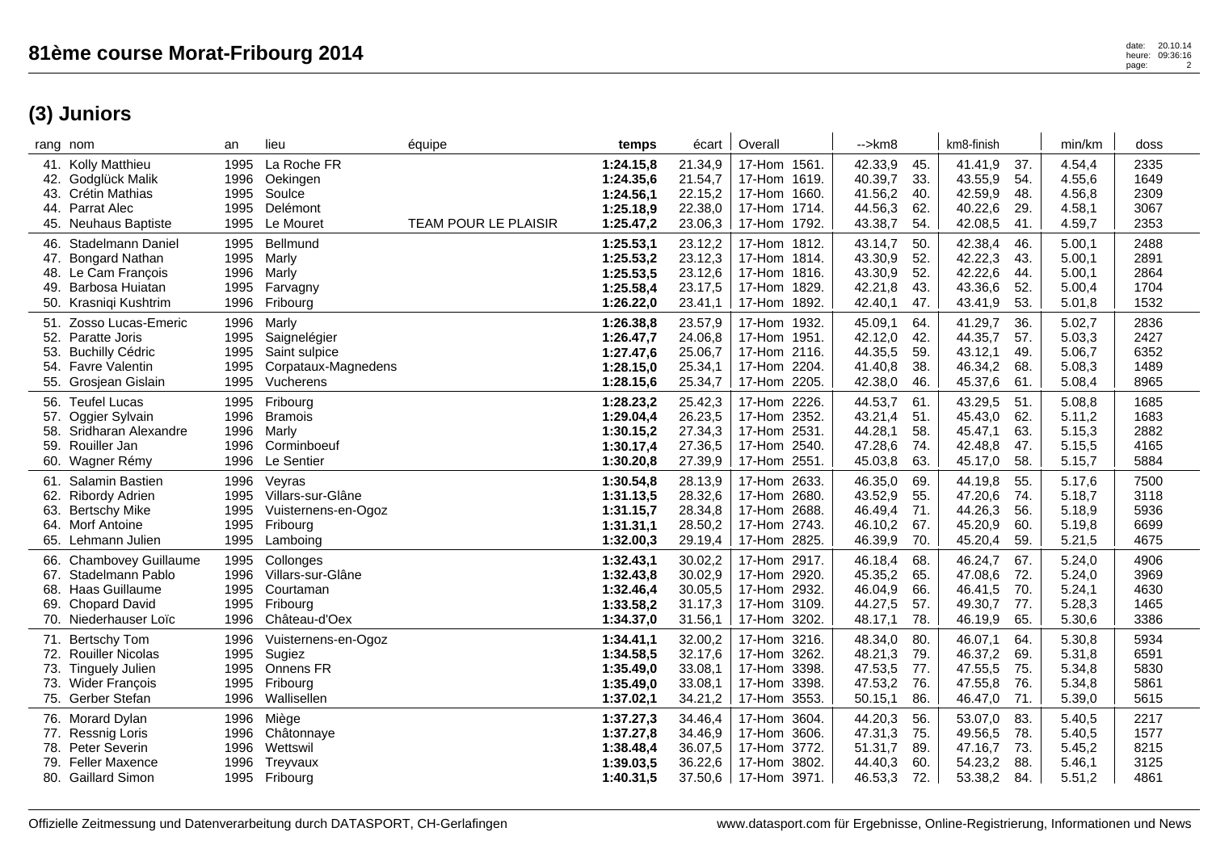# 81ème course Morat-Fribourg 2014

## (3) Juniors

| rang | nom | an | lieu | équipe | temps | écart | Overall | | -->km8 | | km8-finish | | min/km | doss |
|---|---|---|---|---|---|---|---|---|---|---|---|---|---|---|
| 41. | Kolly Matthieu | 1995 | La Roche FR | | **1:24.15,8** | 21.34,9 | 17-Hom | 1561. | 42.33,9 | 45. | 41.41,9 | 37. | 4.54,4 | 2335 |
| 42. | Godglück Malik | 1996 | Oekingen | | **1:24.35,6** | 21.54,7 | 17-Hom | 1619. | 40.39,7 | 33. | 43.55,9 | 54. | 4.55,6 | 1649 |
| 43. | Crétin Mathias | 1995 | Soulce | | **1:24.56,1** | 22.15,2 | 17-Hom | 1660. | 41.56,2 | 40. | 42.59,9 | 48. | 4.56,8 | 2309 |
| 44. | Parrat Alec | 1995 | Delémont | | **1:25.18,9** | 22.38,0 | 17-Hom | 1714. | 44.56,3 | 62. | 40.22,6 | 29. | 4.58,1 | 3067 |
| 45. | Neuhaus Baptiste | 1995 | Le Mouret | TEAM POUR LE PLAISIR | **1:25.47,2** | 23.06,3 | 17-Hom | 1792. | 43.38,7 | 54. | 42.08,5 | 41. | 4.59,7 | 2353 |
| 46. | Stadelmann Daniel | 1995 | Bellmund | | **1:25.53,1** | 23.12,2 | 17-Hom | 1812. | 43.14,7 | 50. | 42.38,4 | 46. | 5.00,1 | 2488 |
| 47. | Bongard Nathan | 1995 | Marly | | **1:25.53,2** | 23.12,3 | 17-Hom | 1814. | 43.30,9 | 52. | 42.22,3 | 43. | 5.00,1 | 2891 |
| 48. | Le Cam François | 1996 | Marly | | **1:25.53,5** | 23.12,6 | 17-Hom | 1816. | 43.30,9 | 52. | 42.22,6 | 44. | 5.00,1 | 2864 |
| 49. | Barbosa Huiatan | 1995 | Farvagny | | **1:25.58,4** | 23.17,5 | 17-Hom | 1829. | 42.21,8 | 43. | 43.36,6 | 52. | 5.00,4 | 1704 |
| 50. | Krasniqi Kushtrim | 1996 | Fribourg | | **1:26.22,0** | 23.41,1 | 17-Hom | 1892. | 42.40,1 | 47. | 43.41,9 | 53. | 5.01,8 | 1532 |
| 51. | Zosso Lucas-Emeric | 1996 | Marly | | **1:26.38,8** | 23.57,9 | 17-Hom | 1932. | 45.09,1 | 64. | 41.29,7 | 36. | 5.02,7 | 2836 |
| 52. | Paratte Joris | 1995 | Saignelégier | | **1:26.47,7** | 24.06,8 | 17-Hom | 1951. | 42.12,0 | 42. | 44.35,7 | 57. | 5.03,3 | 2427 |
| 53. | Buchilly Cédric | 1995 | Saint sulpice | | **1:27.47,6** | 25.06,7 | 17-Hom | 2116. | 44.35,5 | 59. | 43.12,1 | 49. | 5.06,7 | 6352 |
| 54. | Favre Valentin | 1995 | Corpataux-Magnedens | | **1:28.15,0** | 25.34,1 | 17-Hom | 2204. | 41.40,8 | 38. | 46.34,2 | 68. | 5.08,3 | 1489 |
| 55. | Grosjean Gislain | 1995 | Vucherens | | **1:28.15,6** | 25.34,7 | 17-Hom | 2205. | 42.38,0 | 46. | 45.37,6 | 61. | 5.08,4 | 8965 |
| 56. | Teufel Lucas | 1995 | Fribourg | | **1:28.23,2** | 25.42,3 | 17-Hom | 2226. | 44.53,7 | 61. | 43.29,5 | 51. | 5.08,8 | 1685 |
| 57. | Oggier Sylvain | 1996 | Bramois | | **1:29.04,4** | 26.23,5 | 17-Hom | 2352. | 43.21,4 | 51. | 45.43,0 | 62. | 5.11,2 | 1683 |
| 58. | Sridharan Alexandre | 1996 | Marly | | **1:30.15,2** | 27.34,3 | 17-Hom | 2531. | 44.28,1 | 58. | 45.47,1 | 63. | 5.15,3 | 2882 |
| 59. | Rouiller Jan | 1996 | Corminboeuf | | **1:30.17,4** | 27.36,5 | 17-Hom | 2540. | 47.28,6 | 74. | 42.48,8 | 47. | 5.15,5 | 4165 |
| 60. | Wagner Rémy | 1996 | Le Sentier | | **1:30.20,8** | 27.39,9 | 17-Hom | 2551. | 45.03,8 | 63. | 45.17,0 | 58. | 5.15,7 | 5884 |
| 61. | Salamin Bastien | 1996 | Veyras | | **1:30.54,8** | 28.13,9 | 17-Hom | 2633. | 46.35,0 | 69. | 44.19,8 | 55. | 5.17,6 | 7500 |
| 62. | Ribordy Adrien | 1995 | Villars-sur-Glâne | | **1:31.13,5** | 28.32,6 | 17-Hom | 2680. | 43.52,9 | 55. | 47.20,6 | 74. | 5.18,7 | 3118 |
| 63. | Bertschy Mike | 1995 | Vuisternens-en-Ogoz | | **1:31.15,7** | 28.34,8 | 17-Hom | 2688. | 46.49,4 | 71. | 44.26,3 | 56. | 5.18,9 | 5936 |
| 64. | Morf Antoine | 1995 | Fribourg | | **1:31.31,1** | 28.50,2 | 17-Hom | 2743. | 46.10,2 | 67. | 45.20,9 | 60. | 5.19,8 | 6699 |
| 65. | Lehmann Julien | 1995 | Lamboing | | **1:32.00,3** | 29.19,4 | 17-Hom | 2825. | 46.39,9 | 70. | 45.20,4 | 59. | 5.21,5 | 4675 |
| 66. | Chambovey Guillaume | 1995 | Collonges | | **1:32.43,1** | 30.02,2 | 17-Hom | 2917. | 46.18,4 | 68. | 46.24,7 | 67. | 5.24,0 | 4906 |
| 67. | Stadelmann Pablo | 1996 | Villars-sur-Glâne | | **1:32.43,8** | 30.02,9 | 17-Hom | 2920. | 45.35,2 | 65. | 47.08,6 | 72. | 5.24,0 | 3969 |
| 68. | Haas Guillaume | 1995 | Courtaman | | **1:32.46,4** | 30.05,5 | 17-Hom | 2932. | 46.04,9 | 66. | 46.41,5 | 70. | 5.24,1 | 4630 |
| 69. | Chopard David | 1995 | Fribourg | | **1:33.58,2** | 31.17,3 | 17-Hom | 3109. | 44.27,5 | 57. | 49.30,7 | 77. | 5.28,3 | 1465 |
| 70. | Niederhauser Loïc | 1996 | Château-d'Oex | | **1:34.37,0** | 31.56,1 | 17-Hom | 3202. | 48.17,1 | 78. | 46.19,9 | 65. | 5.30,6 | 3386 |
| 71. | Bertschy Tom | 1996 | Vuisternens-en-Ogoz | | **1:34.41,1** | 32.00,2 | 17-Hom | 3216. | 48.34,0 | 80. | 46.07,1 | 64. | 5.30,8 | 5934 |
| 72. | Rouiller Nicolas | 1995 | Sugiez | | **1:34.58,5** | 32.17,6 | 17-Hom | 3262. | 48.21,3 | 79. | 46.37,2 | 69. | 5.31,8 | 6591 |
| 73. | Tinguely Julien | 1995 | Onnens FR | | **1:35.49,0** | 33.08,1 | 17-Hom | 3398. | 47.53,5 | 77. | 47.55,5 | 75. | 5.34,8 | 5830 |
| 73. | Wider François | 1995 | Fribourg | | **1:35.49,0** | 33.08,1 | 17-Hom | 3398. | 47.53,2 | 76. | 47.55,8 | 76. | 5.34,8 | 5861 |
| 75. | Gerber Stefan | 1996 | Wallisellen | | **1:37.02,1** | 34.21,2 | 17-Hom | 3553. | 50.15,1 | 86. | 46.47,0 | 71. | 5.39,0 | 5615 |
| 76. | Morard Dylan | 1996 | Miège | | **1:37.27,3** | 34.46,4 | 17-Hom | 3604. | 44.20,3 | 56. | 53.07,0 | 83. | 5.40,5 | 2217 |
| 77. | Ressnig Loris | 1996 | Châtonnaye | | **1:37.27,8** | 34.46,9 | 17-Hom | 3606. | 47.31,3 | 75. | 49.56,5 | 78. | 5.40,5 | 1577 |
| 78. | Peter Severin | 1996 | Wettswil | | **1:38.48,4** | 36.07,5 | 17-Hom | 3772. | 51.31,7 | 89. | 47.16,7 | 73. | 5.45,2 | 8215 |
| 79. | Feller Maxence | 1996 | Treyvaux | | **1:39.03,5** | 36.22,6 | 17-Hom | 3802. | 44.40,3 | 60. | 54.23,2 | 88. | 5.46,1 | 3125 |
| 80. | Gaillard Simon | 1995 | Fribourg | | **1:40.31,5** | 37.50,6 | 17-Hom | 3971. | 46.53,3 | 72. | 53.38,2 | 84. | 5.51,2 | 4861 |

Offizielle Zeitmessung und Datenverarbeitung durch DATASPORT, CH-Gerlafingen — www.datasport.com für Ergebnisse, Online-Registrierung, Informationen und News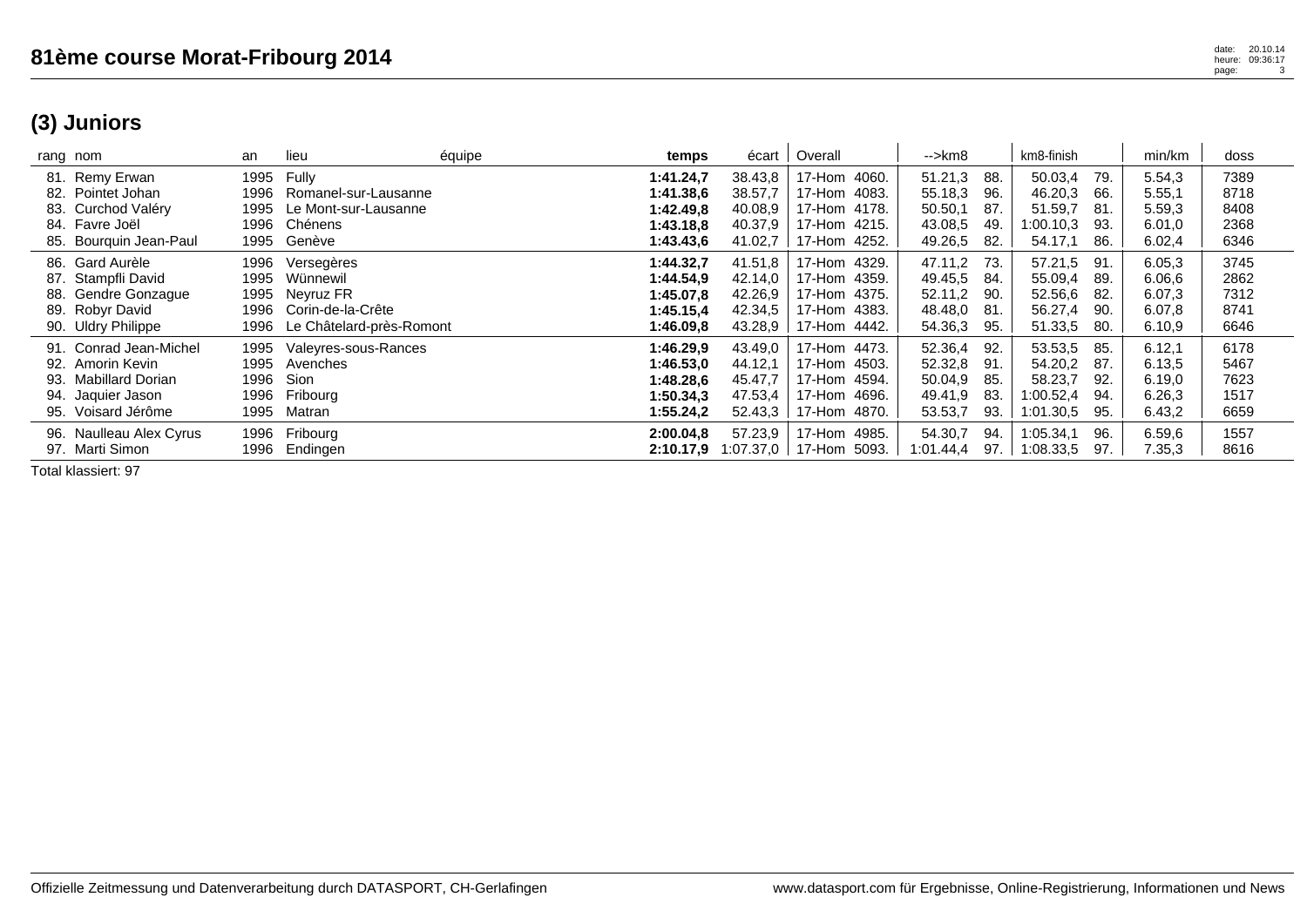# 81ème course Morat-Fribourg 2014

## (3) Juniors

| rang | nom | an | lieu | équipe | temps | écart | Overall | | -->km8 | | km8-finish | | min/km | doss |
|---|---|---|---|---|---|---|---|---|---|---|---|---|---|---|
| 81. | Remy Erwan | 1995 | Fully | | **1:41.24,7** | 38.43,8 | 17-Hom | 4060. | 51.21,3 | 88. | 50.03,4 | 79. | 5.54,3 | 7389 |
| 82. | Pointet Johan | 1996 | Romanel-sur-Lausanne | | **1:41.38,6** | 38.57,7 | 17-Hom | 4083. | 55.18,3 | 96. | 46.20,3 | 66. | 5.55,1 | 8718 |
| 83. | Curchod Valéry | 1995 | Le Mont-sur-Lausanne | | **1:42.49,8** | 40.08,9 | 17-Hom | 4178. | 50.50,1 | 87. | 51.59,7 | 81. | 5.59,3 | 8408 |
| 84. | Favre Joël | 1996 | Chénens | | **1:43.18,8** | 40.37,9 | 17-Hom | 4215. | 43.08,5 | 49. | 1:00.10,3 | 93. | 6.01,0 | 2368 |
| 85. | Bourquin Jean-Paul | 1995 | Genève | | **1:43.43,6** | 41.02,7 | 17-Hom | 4252. | 49.26,5 | 82. | 54.17,1 | 86. | 6.02,4 | 6346 |
| 86. | Gard Aurèle | 1996 | Versegères | | **1:44.32,7** | 41.51,8 | 17-Hom | 4329. | 47.11,2 | 73. | 57.21,5 | 91. | 6.05,3 | 3745 |
| 87. | Stampfli David | 1995 | Wünnewil | | **1:44.54,9** | 42.14,0 | 17-Hom | 4359. | 49.45,5 | 84. | 55.09,4 | 89. | 6.06,6 | 2862 |
| 88. | Gendre Gonzague | 1995 | Neyruz FR | | **1:45.07,8** | 42.26,9 | 17-Hom | 4375. | 52.11,2 | 90. | 52.56,6 | 82. | 6.07,3 | 7312 |
| 89. | Robyr David | 1996 | Corin-de-la-Crête | | **1:45.15,4** | 42.34,5 | 17-Hom | 4383. | 48.48,0 | 81. | 56.27,4 | 90. | 6.07,8 | 8741 |
| 90. | Uldry Philippe | 1996 | Le Châtelard-près-Romont | | **1:46.09,8** | 43.28,9 | 17-Hom | 4442. | 54.36,3 | 95. | 51.33,5 | 80. | 6.10,9 | 6646 |
| 91. | Conrad Jean-Michel | 1995 | Valeyres-sous-Rances | | **1:46.29,9** | 43.49,0 | 17-Hom | 4473. | 52.36,4 | 92. | 53.53,5 | 85. | 6.12,1 | 6178 |
| 92. | Amorin Kevin | 1995 | Avenches | | **1:46.53,0** | 44.12,1 | 17-Hom | 4503. | 52.32,8 | 91. | 54.20,2 | 87. | 6.13,5 | 5467 |
| 93. | Mabillard Dorian | 1996 | Sion | | **1:48.28,6** | 45.47,7 | 17-Hom | 4594. | 50.04,9 | 85. | 58.23,7 | 92. | 6.19,0 | 7623 |
| 94. | Jaquier Jason | 1996 | Fribourg | | **1:50.34,3** | 47.53,4 | 17-Hom | 4696. | 49.41,9 | 83. | 1:00.52,4 | 94. | 6.26,3 | 1517 |
| 95. | Voisard Jérôme | 1995 | Matran | | **1:55.24,2** | 52.43,3 | 17-Hom | 4870. | 53.53,7 | 93. | 1:01.30,5 | 95. | 6.43,2 | 6659 |
| 96. | Naulleau Alex Cyrus | 1996 | Fribourg | | **2:00.04,8** | 57.23,9 | 17-Hom | 4985. | 54.30,7 | 94. | 1:05.34,1 | 96. | 6.59,6 | 1557 |
| 97. | Marti Simon | 1996 | Endingen | | **2:10.17,9** | 1:07.37,0 | 17-Hom | 5093. | 1:01.44,4 | 97. | 1:08.33,5 | 97. | 7.35,3 | 8616 |

Total klassiert: 97

Offizielle Zeitmessung und Datenverarbeitung durch DATASPORT, CH-Gerlafingen

www.datasport.com für Ergebnisse, Online-Registrierung, Informationen und News